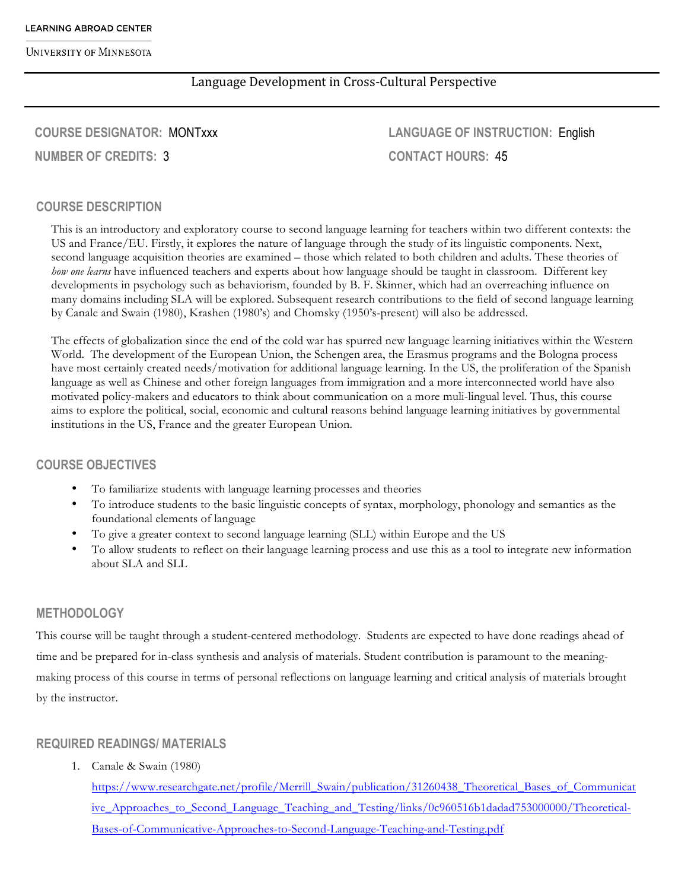LEARNING ABROAD CENTER

UNIVERSITY OF MINNESOTA

# Language Development in Cross-Cultural Perspective

**COURSE DESIGNATOR:** MONTxxx

**LANGUAGE OF INSTRUCTION:** English

**NUMBER OF CREDITS:** 3

**CONTACT HOURS:** 45

## COURSE DESCRIPTION

This is an introductory and exploratory course to second language learning for teachers within two different contexts: the US and France/EU. Firstly, it explores the nature of language through the study of its linguistic components. Next, second language acquisition theories are examined – those which related to both children and adults. These theories of *how one learns* have influenced teachers and experts about how language should be taught in classroom. Different key developments in psychology such as behaviorism, founded by B. F. Skinner, which had an overreaching influence on many domains including SLA will be explored. Subsequent research contributions to the field of second language learning by Canale and Swain (1980), Krashen (1980's) and Chomsky (1950's-present) will also be addressed.

The effects of globalization since the end of the cold war has spurred new language learning initiatives within the Western World. The development of the European Union, the Schengen area, the Erasmus programs and the Bologna process have most certainly created needs/motivation for additional language learning. In the US, the proliferation of the Spanish language as well as Chinese and other foreign languages from immigration and a more interconnected world have also motivated policy-makers and educators to think about communication on a more muli-lingual level. Thus, this course aims to explore the political, social, economic and cultural reasons behind language learning initiatives by governmental institutions in the US, France and the greater European Union.

## COURSE OBJECTIVES

- To familiarize students with language learning processes and theories
- To introduce students to the basic linguistic concepts of syntax, morphology, phonology and semantics as the foundational elements of language
- To give a greater context to second language learning (SLL) within Europe and the US
- To allow students to reflect on their language learning process and use this as a tool to integrate new information about SLA and SLL

## METHODOLOGY

This course will be taught through a student-centered methodology. Students are expected to have done readings ahead of time and be prepared for in-class synthesis and analysis of materials. Student contribution is paramount to the meaning-making process of this course in terms of personal reflections on language learning and critical analysis of materials brought by the instructor.

## REQUIRED READINGS/ MATERIALS

1. Canale & Swain (1980)
   https://www.researchgate.net/profile/Merrill_Swain/publication/31260438_Theoretical_Bases_of_Communicative_Approaches_to_Second_Language_Teaching_and_Testing/links/0c960516b1dadad753000000/Theoretical-Bases-of-Communicative-Approaches-to-Second-Language-Teaching-and-Testing.pdf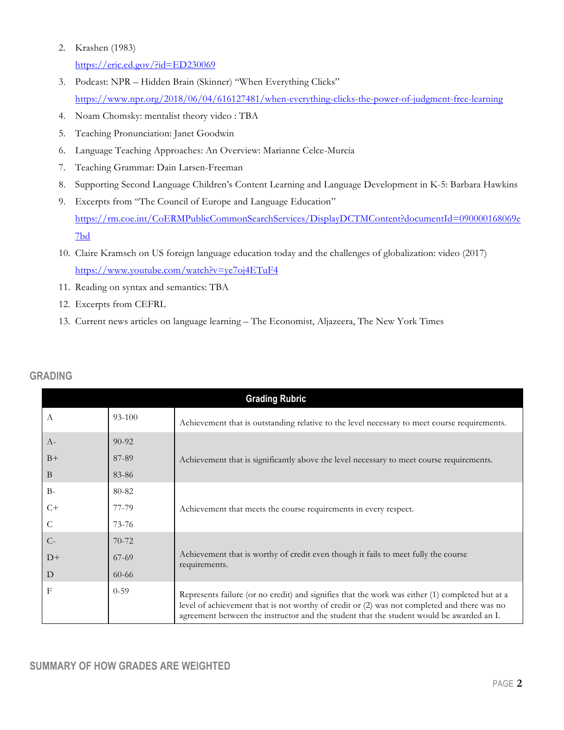2. Krashen (1983)
   https://eric.ed.gov/?id=ED230069
3. Podcast: NPR – Hidden Brain (Skinner) "When Everything Clicks"
   https://www.npr.org/2018/06/04/616127481/when-everything-clicks-the-power-of-judgment-free-learning
4. Noam Chomsky: mentalist theory video : TBA
5. Teaching Pronunciation: Janet Goodwin
6. Language Teaching Approaches: An Overview: Marianne Celce-Murcia
7. Teaching Grammar: Dain Larsen-Freeman
8. Supporting Second Language Children's Content Learning and Language Development in K-5: Barbara Hawkins
9. Excerpts from "The Council of Europe and Language Education"
   https://rm.coe.int/CoERMPublicCommonSearchServices/DisplayDCTMContent?documentId=090000168069e7bd
10. Claire Kramsch on US foreign language education today and the challenges of globalization: video (2017)
    https://www.youtube.com/watch?v=ye7oj4ETuF4
11. Reading on syntax and semantics: TBA
12. Excerpts from CEFRL
13. Current news articles on language learning – The Economist, Aljazeera, The New York Times

## GRADING

| Grading Rubric | | |
|---|---|---|
| A | 93-100 | Achievement that is outstanding relative to the level necessary to meet course requirements. |
| A- | 90-92 | Achievement that is significantly above the level necessary to meet course requirements. |
| B+ | 87-89 | |
| B | 83-86 | |
| B- | 80-82 | Achievement that meets the course requirements in every respect. |
| C+ | 77-79 | |
| C | 73-76 | |
| C- | 70-72 | Achievement that is worthy of credit even though it fails to meet fully the course requirements. |
| D+ | 67-69 | |
| D | 60-66 | |
| F | 0-59 | Represents failure (or no credit) and signifies that the work was either (1) completed but at a level of achievement that is not worthy of credit or (2) was not completed and there was no agreement between the instructor and the student that the student would be awarded an I. |

## SUMMARY OF HOW GRADES ARE WEIGHTED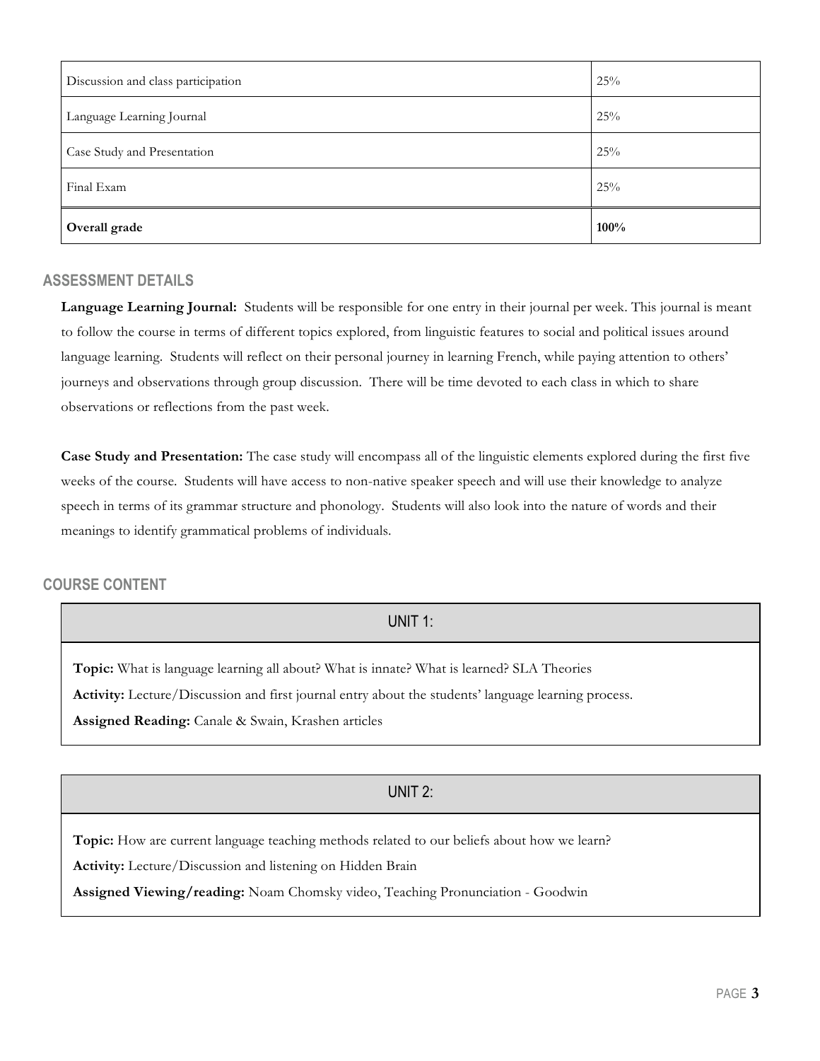| | |
|---|---|
| Discussion and class participation | 25% |
| Language Learning Journal | 25% |
| Case Study and Presentation | 25% |
| Final Exam | 25% |
| **Overall grade** | **100%** |

## ASSESSMENT DETAILS

**Language Learning Journal:** Students will be responsible for one entry in their journal per week. This journal is meant to follow the course in terms of different topics explored, from linguistic features to social and political issues around language learning. Students will reflect on their personal journey in learning French, while paying attention to others' journeys and observations through group discussion. There will be time devoted to each class in which to share observations or reflections from the past week.

**Case Study and Presentation:** The case study will encompass all of the linguistic elements explored during the first five weeks of the course. Students will have access to non-native speaker speech and will use their knowledge to analyze speech in terms of its grammar structure and phonology. Students will also look into the nature of words and their meanings to identify grammatical problems of individuals.

## COURSE CONTENT

### UNIT 1:

**Topic:** What is language learning all about? What is innate? What is learned? SLA Theories

**Activity:** Lecture/Discussion and first journal entry about the students' language learning process.

**Assigned Reading:** Canale & Swain, Krashen articles

### UNIT 2:

**Topic:** How are current language teaching methods related to our beliefs about how we learn?

**Activity:** Lecture/Discussion and listening on Hidden Brain

**Assigned Viewing/reading:** Noam Chomsky video, Teaching Pronunciation - Goodwin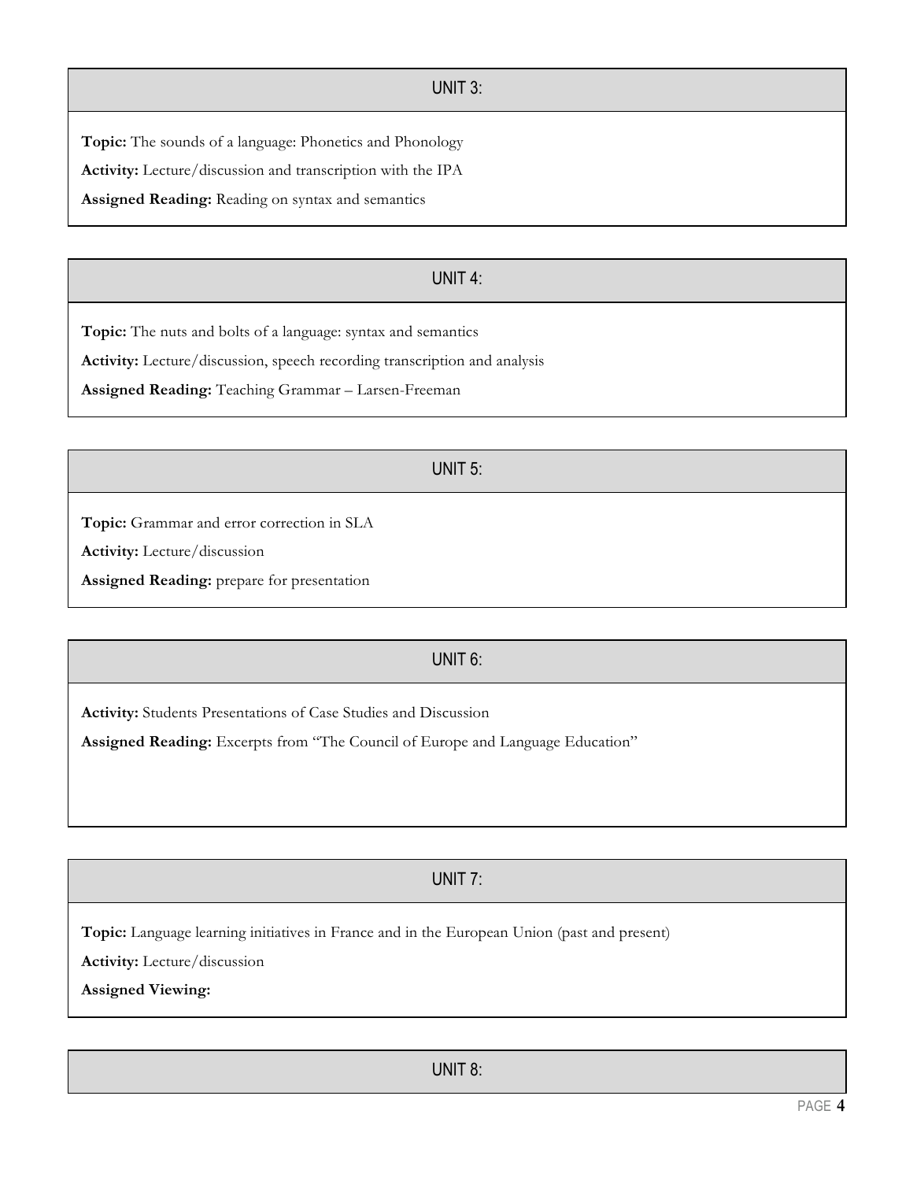## UNIT 3:

**Topic:** The sounds of a language: Phonetics and Phonology

**Activity:** Lecture/discussion and transcription with the IPA

**Assigned Reading:** Reading on syntax and semantics

## UNIT 4:

**Topic:** The nuts and bolts of a language: syntax and semantics

**Activity:** Lecture/discussion, speech recording transcription and analysis

**Assigned Reading:** Teaching Grammar – Larsen-Freeman

## UNIT 5:

**Topic:** Grammar and error correction in SLA

**Activity:** Lecture/discussion

**Assigned Reading:** prepare for presentation

## UNIT 6:

**Activity:** Students Presentations of Case Studies and Discussion

**Assigned Reading:** Excerpts from "The Council of Europe and Language Education"

## UNIT 7:

**Topic:** Language learning initiatives in France and in the European Union (past and present)

**Activity:** Lecture/discussion

**Assigned Viewing:**

## UNIT 8: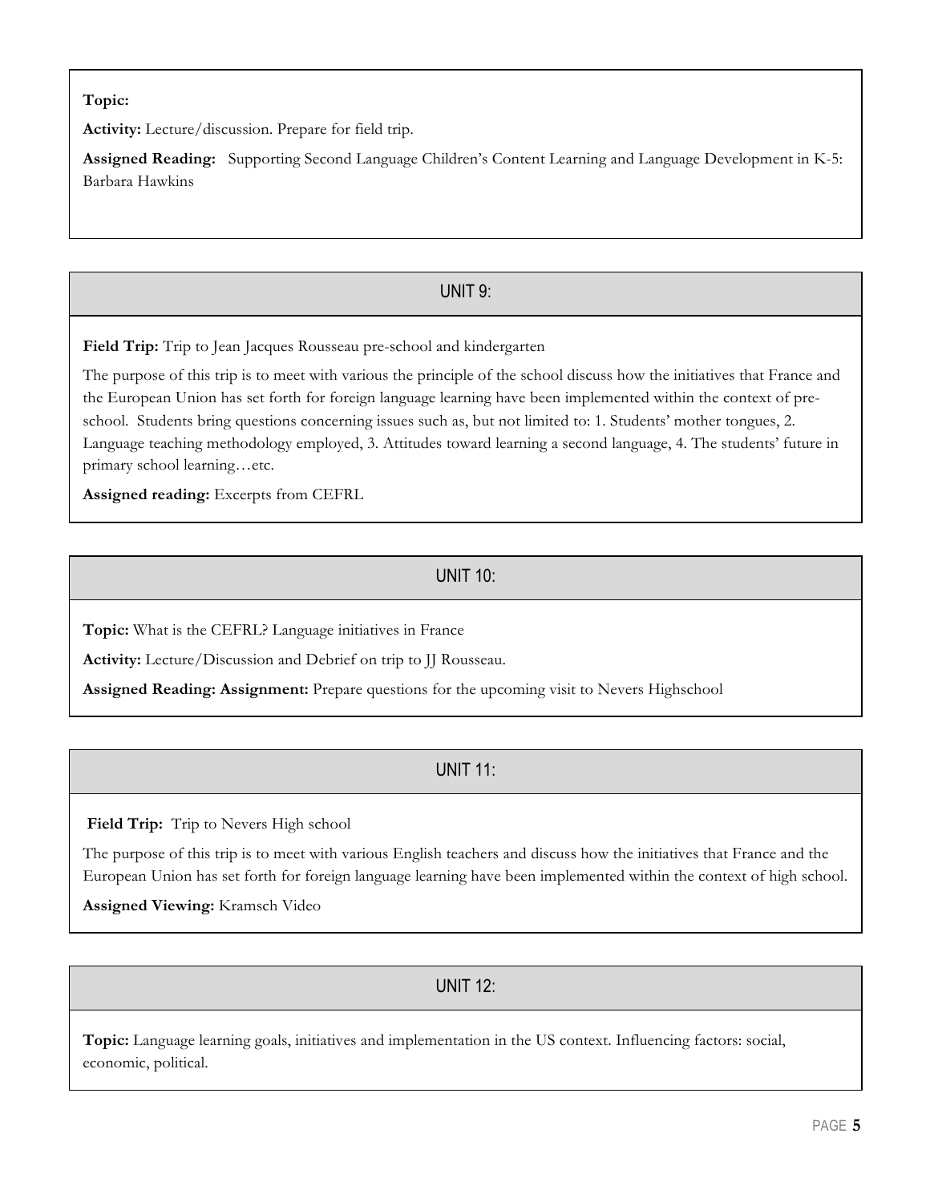**Topic:**

**Activity:** Lecture/discussion. Prepare for field trip.

**Assigned Reading:** Supporting Second Language Children's Content Learning and Language Development in K-5: Barbara Hawkins

## UNIT 9:

**Field Trip:** Trip to Jean Jacques Rousseau pre-school and kindergarten

The purpose of this trip is to meet with various the principle of the school discuss how the initiatives that France and the European Union has set forth for foreign language learning have been implemented within the context of pre-school. Students bring questions concerning issues such as, but not limited to: 1. Students' mother tongues, 2. Language teaching methodology employed, 3. Attitudes toward learning a second language, 4. The students' future in primary school learning…etc.

**Assigned reading:** Excerpts from CEFRL

## UNIT 10:

**Topic:** What is the CEFRL? Language initiatives in France

**Activity:** Lecture/Discussion and Debrief on trip to JJ Rousseau.

**Assigned Reading: Assignment:** Prepare questions for the upcoming visit to Nevers Highschool

## UNIT 11:

**Field Trip:** Trip to Nevers High school

The purpose of this trip is to meet with various English teachers and discuss how the initiatives that France and the European Union has set forth for foreign language learning have been implemented within the context of high school.

**Assigned Viewing:** Kramsch Video

## UNIT 12:

**Topic:** Language learning goals, initiatives and implementation in the US context. Influencing factors: social, economic, political.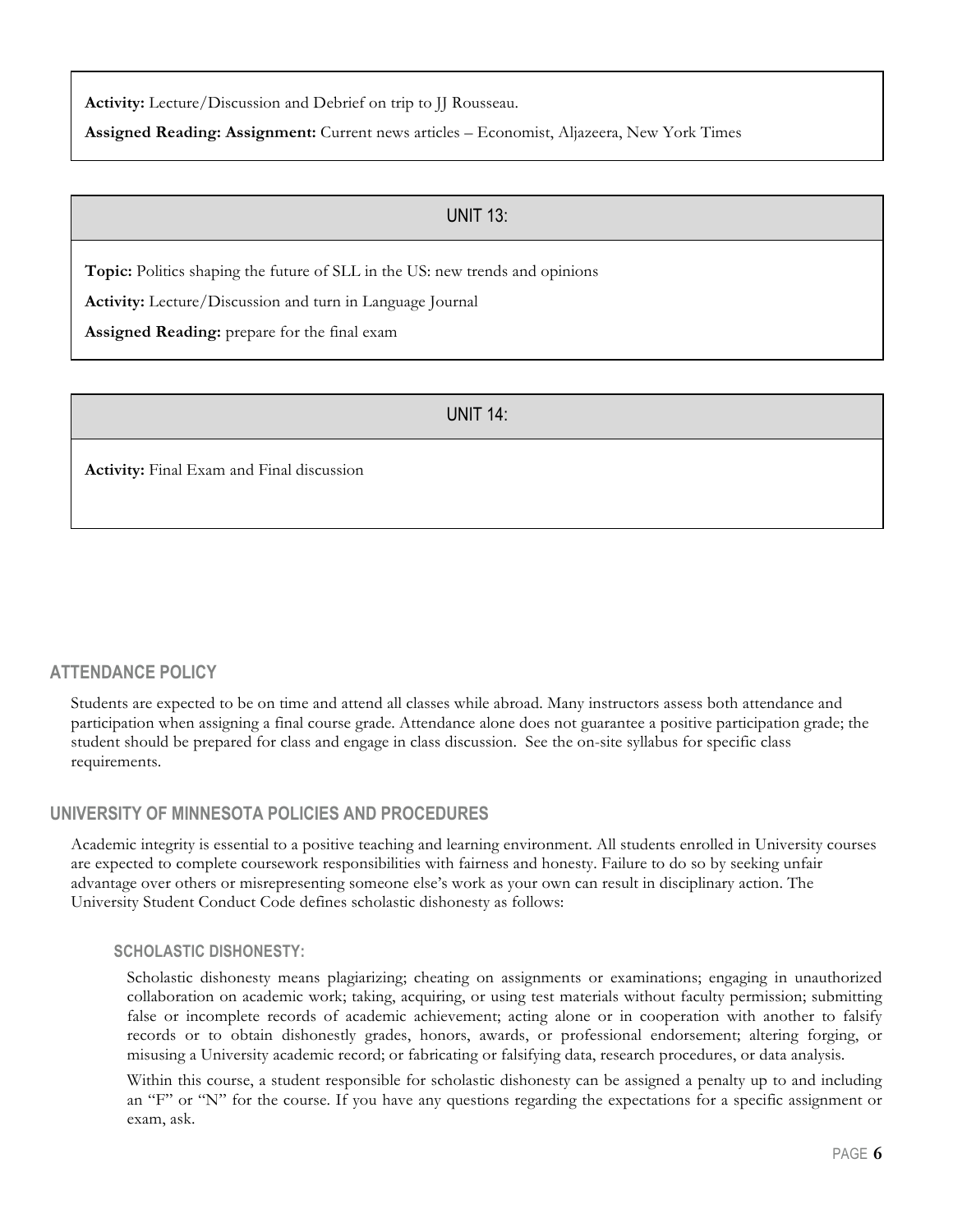**Activity:** Lecture/Discussion and Debrief on trip to JJ Rousseau.

**Assigned Reading: Assignment:** Current news articles – Economist, Aljazeera, New York Times

## UNIT 13:

**Topic:** Politics shaping the future of SLL in the US: new trends and opinions

**Activity:** Lecture/Discussion and turn in Language Journal

**Assigned Reading:** prepare for the final exam

## UNIT 14:

**Activity:** Final Exam and Final discussion

## ATTENDANCE POLICY

Students are expected to be on time and attend all classes while abroad. Many instructors assess both attendance and participation when assigning a final course grade. Attendance alone does not guarantee a positive participation grade; the student should be prepared for class and engage in class discussion. See the on-site syllabus for specific class requirements.

## UNIVERSITY OF MINNESOTA POLICIES AND PROCEDURES

Academic integrity is essential to a positive teaching and learning environment. All students enrolled in University courses are expected to complete coursework responsibilities with fairness and honesty. Failure to do so by seeking unfair advantage over others or misrepresenting someone else's work as your own can result in disciplinary action. The University Student Conduct Code defines scholastic dishonesty as follows:

### SCHOLASTIC DISHONESTY:

Scholastic dishonesty means plagiarizing; cheating on assignments or examinations; engaging in unauthorized collaboration on academic work; taking, acquiring, or using test materials without faculty permission; submitting false or incomplete records of academic achievement; acting alone or in cooperation with another to falsify records or to obtain dishonestly grades, honors, awards, or professional endorsement; altering forging, or misusing a University academic record; or fabricating or falsifying data, research procedures, or data analysis.

Within this course, a student responsible for scholastic dishonesty can be assigned a penalty up to and including an "F" or "N" for the course. If you have any questions regarding the expectations for a specific assignment or exam, ask.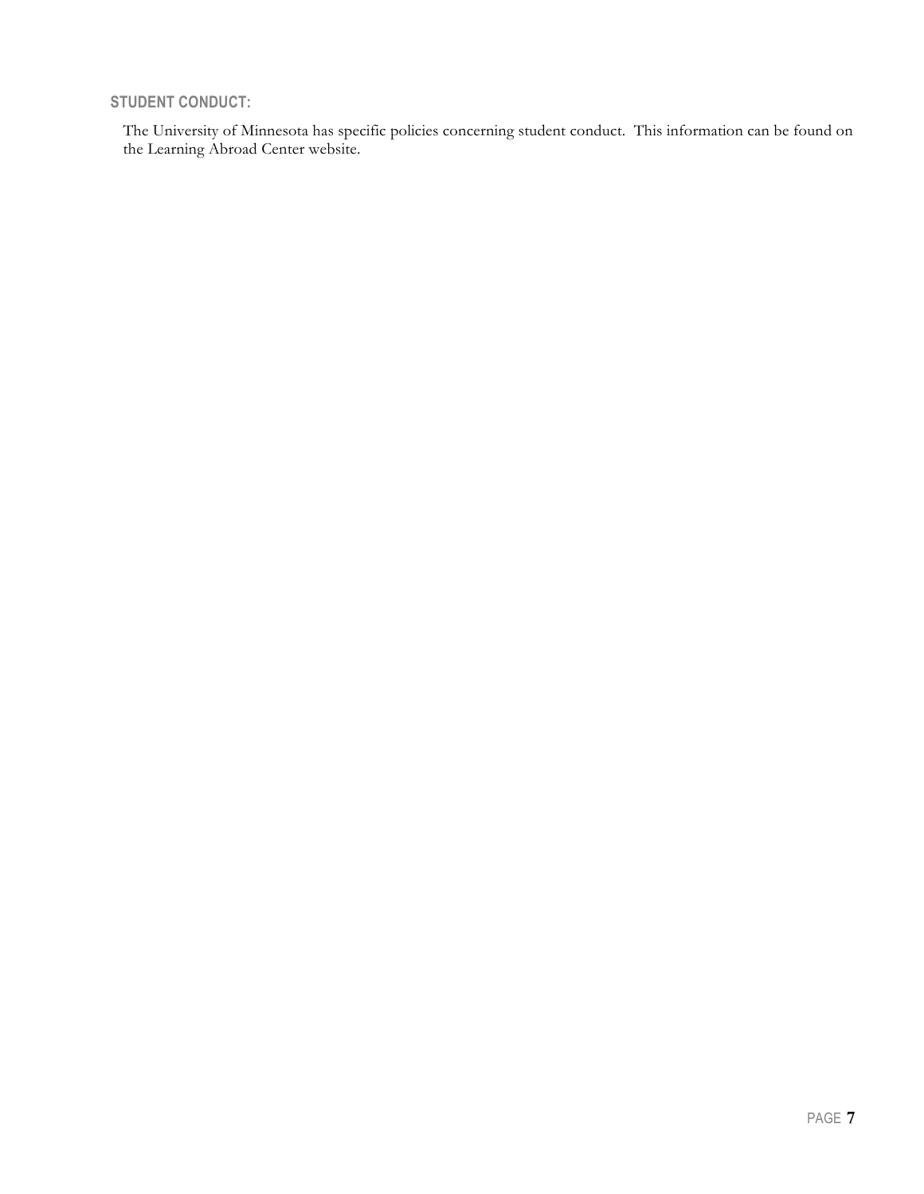### STUDENT CONDUCT:

The University of Minnesota has specific policies concerning student conduct. This information can be found on the Learning Abroad Center website.